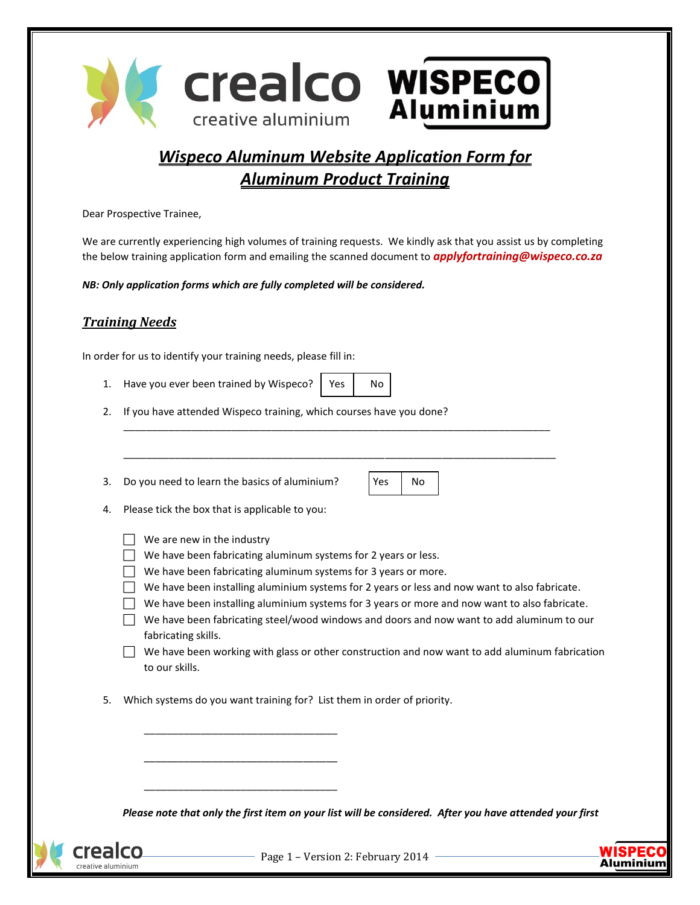# *Wispeco Aluminum Website Application Form for Aluminum Product Training*

Dear Prospective Trainee,

We are currently experiencing high volumes of training requests. We kindly ask that you assist us by completing the below training application form and emailing the scanned document to ***applyfortraining@wispeco.co.za***

***NB: Only application forms which are fully completed will be considered.***

## *Training Needs*

In order for us to identify your training needs, please fill in:

1. Have you ever been trained by Wispeco? | Yes | No |

2. If you have attended Wispeco training, which courses have you done?

   \_\_\_\_\_\_\_\_\_\_\_\_\_\_\_\_\_\_\_\_\_\_\_\_\_\_\_\_\_\_\_\_\_\_\_\_\_\_\_\_\_\_\_\_\_\_\_\_\_\_\_\_\_\_\_\_\_\_\_\_\_\_\_\_\_\_\_\_\_\_\_\_

   \_\_\_\_\_\_\_\_\_\_\_\_\_\_\_\_\_\_\_\_\_\_\_\_\_\_\_\_\_\_\_\_\_\_\_\_\_\_\_\_\_\_\_\_\_\_\_\_\_\_\_\_\_\_\_\_\_\_\_\_\_\_\_\_\_\_\_\_\_\_\_\_

3. Do you need to learn the basics of aluminium? | Yes | No |

4. Please tick the box that is applicable to you:

   - ☐ We are new in the industry
   - ☐ We have been fabricating aluminum systems for 2 years or less.
   - ☐ We have been fabricating aluminum systems for 3 years or more.
   - ☐ We have been installing aluminium systems for 2 years or less and now want to also fabricate.
   - ☐ We have been installing aluminium systems for 3 years or more and now want to also fabricate.
   - ☐ We have been fabricating steel/wood windows and doors and now want to add aluminum to our fabricating skills.
   - ☐ We have been working with glass or other construction and now want to add aluminum fabrication to our skills.

5. Which systems do you want training for? List them in order of priority.

   \_\_\_\_\_\_\_\_\_\_\_\_\_\_\_\_\_\_\_\_\_\_\_\_\_\_\_\_\_\_\_\_\_\_\_\_

   \_\_\_\_\_\_\_\_\_\_\_\_\_\_\_\_\_\_\_\_\_\_\_\_\_\_\_\_\_\_\_\_\_\_\_\_

   \_\_\_\_\_\_\_\_\_\_\_\_\_\_\_\_\_\_\_\_\_\_\_\_\_\_\_\_\_\_\_\_\_\_\_\_

   ***Please note that only the first item on your list will be considered. After you have attended your first***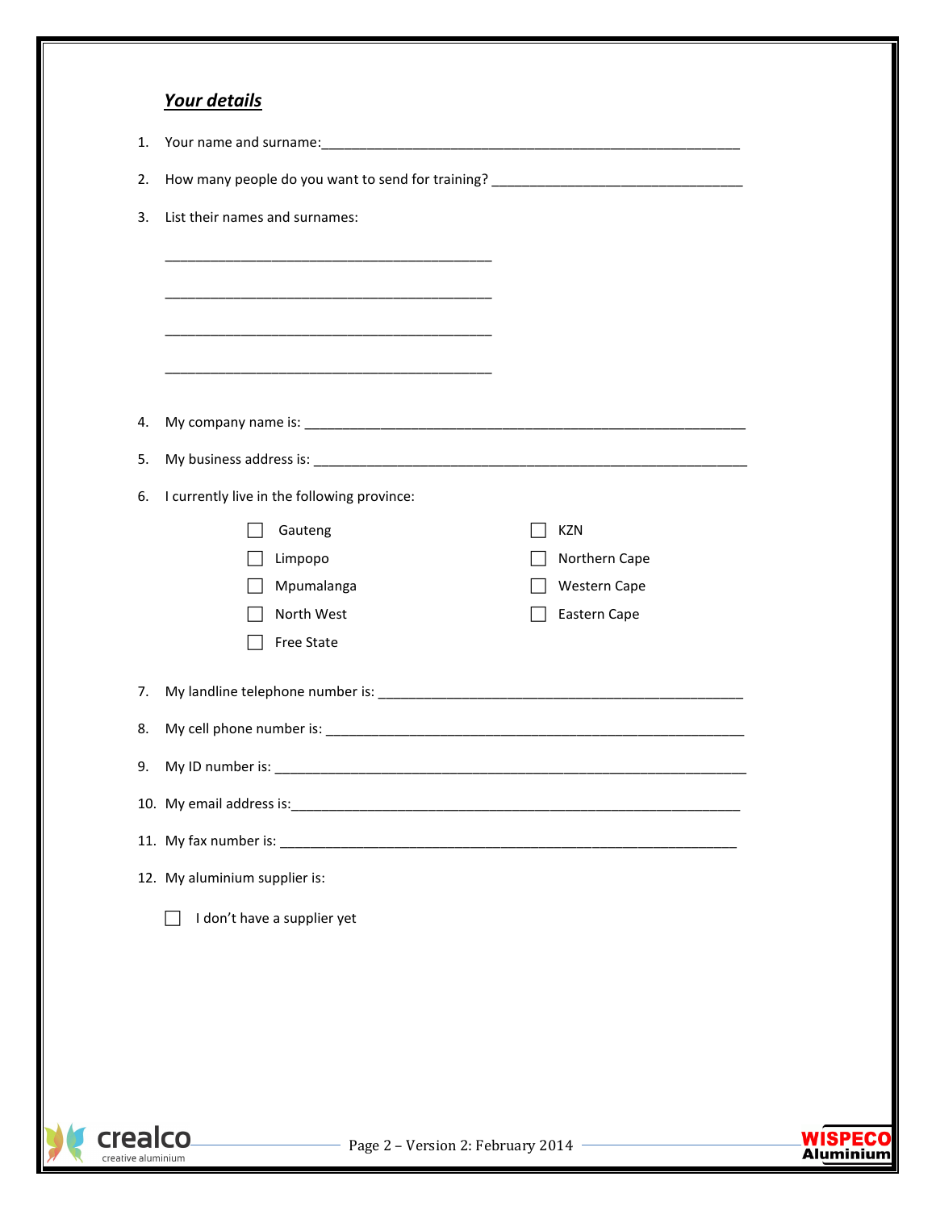## ***Your details***

1. Your name and surname:\_\_\_\_\_\_\_\_\_\_\_\_\_\_\_\_\_\_\_\_\_\_\_\_\_\_\_\_\_\_\_\_\_\_\_\_\_\_\_\_\_\_\_\_\_\_\_\_\_\_\_\_\_\_
2. How many people do you want to send for training? \_\_\_\_\_\_\_\_\_\_\_\_\_\_\_\_\_\_\_\_\_\_\_\_\_\_\_\_\_\_\_\_\_\_
3. List their names and surnames:

   \_\_\_\_\_\_\_\_\_\_\_\_\_\_\_\_\_\_\_\_\_\_\_\_\_\_\_\_\_\_\_\_\_\_\_\_\_\_\_\_\_\_\_\_

   \_\_\_\_\_\_\_\_\_\_\_\_\_\_\_\_\_\_\_\_\_\_\_\_\_\_\_\_\_\_\_\_\_\_\_\_\_\_\_\_\_\_\_\_

   \_\_\_\_\_\_\_\_\_\_\_\_\_\_\_\_\_\_\_\_\_\_\_\_\_\_\_\_\_\_\_\_\_\_\_\_\_\_\_\_\_\_\_\_

   \_\_\_\_\_\_\_\_\_\_\_\_\_\_\_\_\_\_\_\_\_\_\_\_\_\_\_\_\_\_\_\_\_\_\_\_\_\_\_\_\_\_\_\_

4. My company name is: \_\_\_\_\_\_\_\_\_\_\_\_\_\_\_\_\_\_\_\_\_\_\_\_\_\_\_\_\_\_\_\_\_\_\_\_\_\_\_\_\_\_\_\_\_\_\_\_\_\_\_\_\_\_\_\_\_\_\_\_
5. My business address is: \_\_\_\_\_\_\_\_\_\_\_\_\_\_\_\_\_\_\_\_\_\_\_\_\_\_\_\_\_\_\_\_\_\_\_\_\_\_\_\_\_\_\_\_\_\_\_\_\_\_\_\_\_\_\_\_\_\_\_
6. I currently live in the following province:

   - ☐ Gauteng
   - ☐ Limpopo
   - ☐ Mpumalanga
   - ☐ North West
   - ☐ Free State
   - ☐ KZN
   - ☐ Northern Cape
   - ☐ Western Cape
   - ☐ Eastern Cape

7. My landline telephone number is: \_\_\_\_\_\_\_\_\_\_\_\_\_\_\_\_\_\_\_\_\_\_\_\_\_\_\_\_\_\_\_\_\_\_\_\_\_\_\_\_\_\_\_\_\_\_\_\_
8. My cell phone number is: \_\_\_\_\_\_\_\_\_\_\_\_\_\_\_\_\_\_\_\_\_\_\_\_\_\_\_\_\_\_\_\_\_\_\_\_\_\_\_\_\_\_\_\_\_\_\_\_\_\_\_\_\_\_\_\_\_\_
9. My ID number is: \_\_\_\_\_\_\_\_\_\_\_\_\_\_\_\_\_\_\_\_\_\_\_\_\_\_\_\_\_\_\_\_\_\_\_\_\_\_\_\_\_\_\_\_\_\_\_\_\_\_\_\_\_\_\_\_\_\_\_\_\_\_\_
10. My email address is:\_\_\_\_\_\_\_\_\_\_\_\_\_\_\_\_\_\_\_\_\_\_\_\_\_\_\_\_\_\_\_\_\_\_\_\_\_\_\_\_\_\_\_\_\_\_\_\_\_\_\_\_\_\_\_\_\_\_\_\_
11. My fax number is: \_\_\_\_\_\_\_\_\_\_\_\_\_\_\_\_\_\_\_\_\_\_\_\_\_\_\_\_\_\_\_\_\_\_\_\_\_\_\_\_\_\_\_\_\_\_\_\_\_\_\_\_\_\_\_\_\_\_\_\_\_\_
12. My aluminium supplier is:

    ☐ I don't have a supplier yet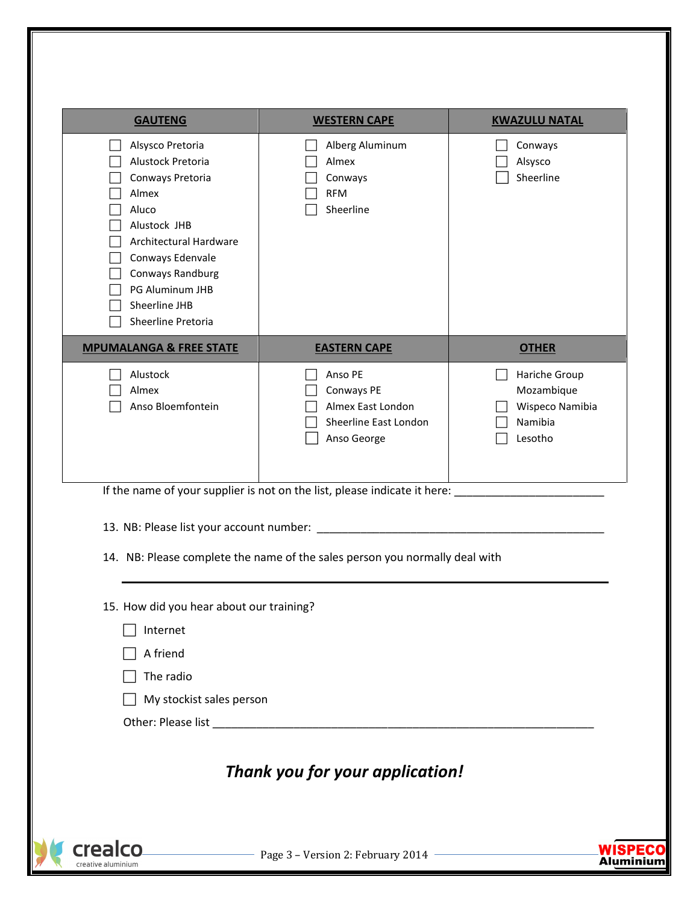| GAUTENG | WESTERN CAPE | KWAZULU NATAL |
|---|---|---|
| ☐ Alsysco Pretoria<br>☐ Alustock Pretoria<br>☐ Conways Pretoria<br>☐ Almex<br>☐ Aluco<br>☐ Alustock JHB<br>☐ Architectural Hardware<br>☐ Conways Edenvale<br>☐ Conways Randburg<br>☐ PG Aluminum JHB<br>☐ Sheerline JHB<br>☐ Sheerline Pretoria | ☐ Alberg Aluminum<br>☐ Almex<br>☐ Conways<br>☐ RFM<br>☐ Sheerline | ☐ Conways<br>☐ Alsysco<br>☐ Sheerline |
| **MPUMALANGA & FREE STATE** | **EASTERN CAPE** | **OTHER** |
| ☐ Alustock<br>☐ Almex<br>☐ Anso Bloemfontein | ☐ Anso PE<br>☐ Conways PE<br>☐ Almex East London<br>☐ Sheerline East London<br>☐ Anso George | ☐ Hariche Group Mozambique<br>☐ Wispeco Namibia<br>☐ Namibia<br>☐ Lesotho |

If the name of your supplier is not on the list, please indicate it here: ________________________

13. NB: Please list your account number: ________________________________________________

14. NB: Please complete the name of the sales person you normally deal with

_______________________________________________________________

15. How did you hear about our training?

☐ Internet

☐ A friend

☐ The radio

☐ My stockist sales person

Other: Please list ________________________________________________________________

***Thank you for your application!***